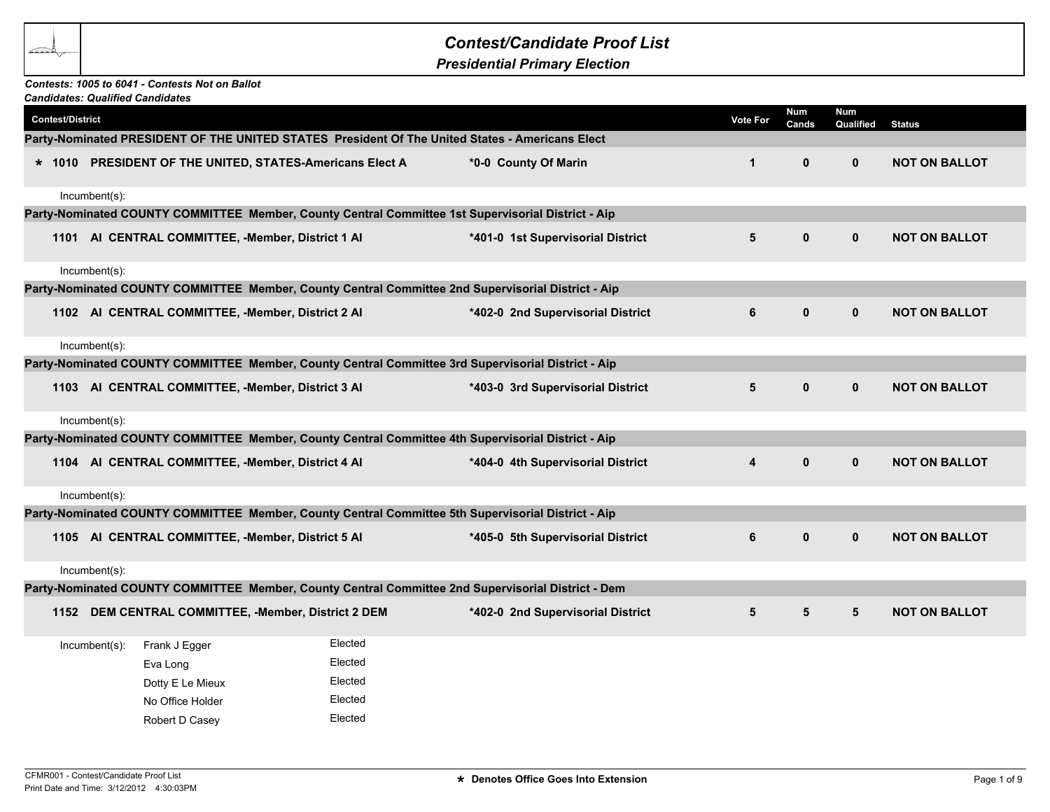# Contest/Candidate Proof List

## Presidential Primary Election

***Contests: 1005 to 6041 - Contests Not on Ballot***
***Candidates: Qualified Candidates***

| Contest/District | | Vote For | Num Cands | Num Qualified | Status |
|---|---|---|---|---|---|
| **Party-Nominated PRESIDENT OF THE UNITED STATES President Of The United States - Americans Elect** | | | | | |
| * **1010 PRESIDENT OF THE UNITED, STATES-Americans Elect A** | **\*0-0 County Of Marin** | **1** | **0** | **0** | **NOT ON BALLOT** |
| Incumbent(s): | | | | | |
| **Party-Nominated COUNTY COMMITTEE Member, County Central Committee 1st Supervisorial District - Aip** | | | | | |
| **1101 AI CENTRAL COMMITTEE, -Member, District 1 AI** | **\*401-0 1st Supervisorial District** | **5** | **0** | **0** | **NOT ON BALLOT** |
| Incumbent(s): | | | | | |
| **Party-Nominated COUNTY COMMITTEE Member, County Central Committee 2nd Supervisorial District - Aip** | | | | | |
| **1102 AI CENTRAL COMMITTEE, -Member, District 2 AI** | **\*402-0 2nd Supervisorial District** | **6** | **0** | **0** | **NOT ON BALLOT** |
| Incumbent(s): | | | | | |
| **Party-Nominated COUNTY COMMITTEE Member, County Central Committee 3rd Supervisorial District - Aip** | | | | | |
| **1103 AI CENTRAL COMMITTEE, -Member, District 3 AI** | **\*403-0 3rd Supervisorial District** | **5** | **0** | **0** | **NOT ON BALLOT** |
| Incumbent(s): | | | | | |
| **Party-Nominated COUNTY COMMITTEE Member, County Central Committee 4th Supervisorial District - Aip** | | | | | |
| **1104 AI CENTRAL COMMITTEE, -Member, District 4 AI** | **\*404-0 4th Supervisorial District** | **4** | **0** | **0** | **NOT ON BALLOT** |
| Incumbent(s): | | | | | |
| **Party-Nominated COUNTY COMMITTEE Member, County Central Committee 5th Supervisorial District - Aip** | | | | | |
| **1105 AI CENTRAL COMMITTEE, -Member, District 5 AI** | **\*405-0 5th Supervisorial District** | **6** | **0** | **0** | **NOT ON BALLOT** |
| Incumbent(s): | | | | | |
| **Party-Nominated COUNTY COMMITTEE Member, County Central Committee 2nd Supervisorial District - Dem** | | | | | |
| **1152 DEM CENTRAL COMMITTEE, -Member, District 2 DEM** | **\*402-0 2nd Supervisorial District** | **5** | **5** | **5** | **NOT ON BALLOT** |
| Incumbent(s): Frank J Egger | Elected | | | | |
| Eva Long | Elected | | | | |
| Dotty E Le Mieux | Elected | | | | |
| No Office Holder | Elected | | | | |
| Robert D Casey | Elected | | | | |

CFMR001 - Contest/Candidate Proof List
Print Date and Time: 3/12/2012 4:30:03PM

* Denotes Office Goes Into Extension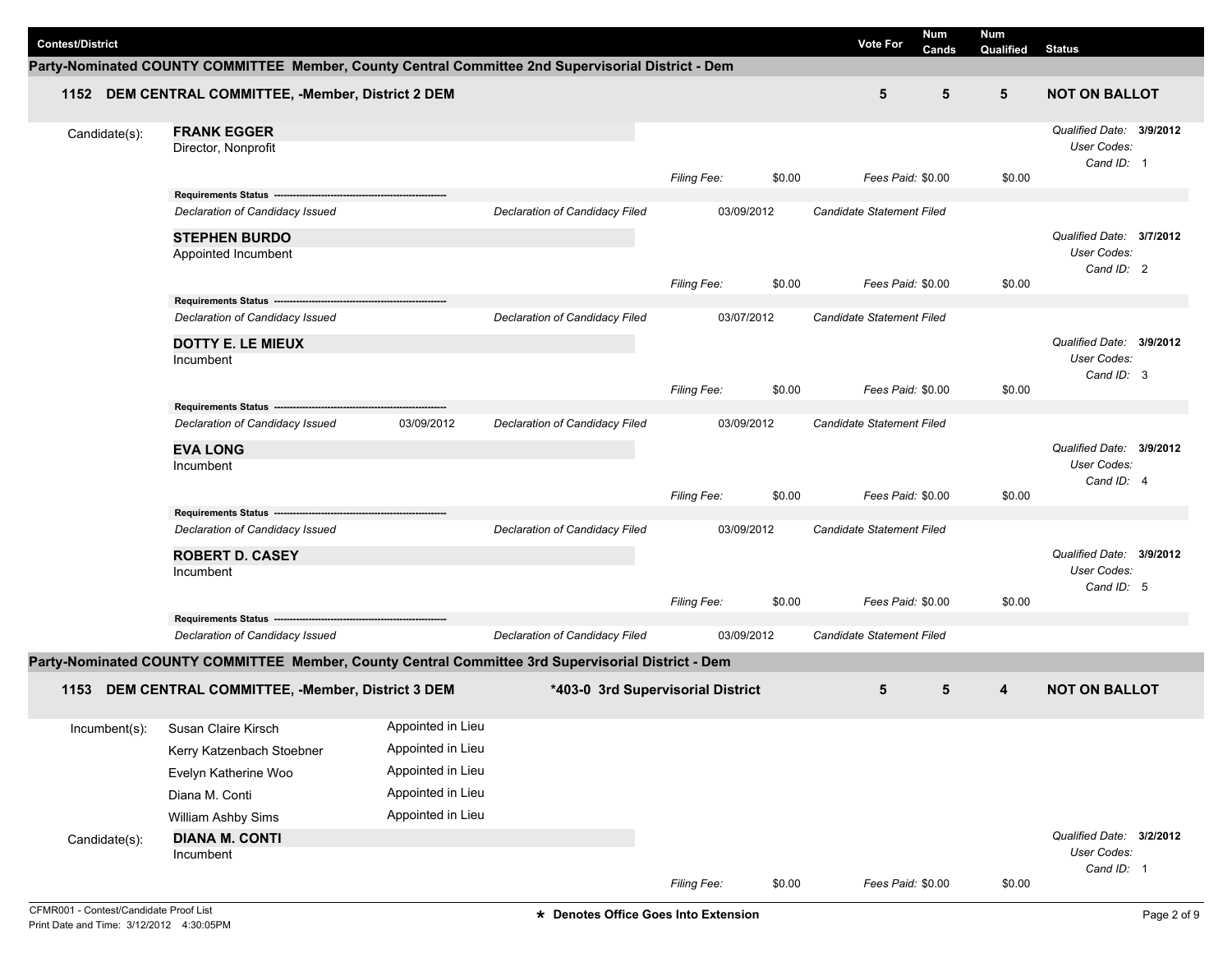| Contest/District | Vote For | Num Cands | Num Qualified | Status |
|---|---|---|---|---|

## Party-Nominated COUNTY COMMITTEE Member, County Central Committee 2nd Supervisorial District - Dem

### 1152 DEM CENTRAL COMMITTEE, -Member, District 2 DEM

| Vote For | Num Cands | Num Qualified | Status |
|---|---|---|---|
| 5 | 5 | 5 | NOT ON BALLOT |

Candidate(s):

**FRANK EGGER**
Director, Nonprofit

*Qualified Date:* **3/9/2012**
*User Codes:*
*Cand ID:* 1

*Filing Fee:* $0.00 *Fees Paid:* $0.00 $0.00

**Requirements Status**

| | | | | |
|---|---|---|---|---|
| *Declaration of Candidacy Issued* | | *Declaration of Candidacy Filed* | 03/09/2012 | *Candidate Statement Filed* |

**STEPHEN BURDO**
Appointed Incumbent

*Qualified Date:* **3/7/2012**
*User Codes:*
*Cand ID:* 2

*Filing Fee:* $0.00 *Fees Paid:* $0.00 $0.00

**Requirements Status**

| | | | | |
|---|---|---|---|---|
| *Declaration of Candidacy Issued* | | *Declaration of Candidacy Filed* | 03/07/2012 | *Candidate Statement Filed* |

**DOTTY E. LE MIEUX**
Incumbent

*Qualified Date:* **3/9/2012**
*User Codes:*
*Cand ID:* 3

*Filing Fee:* $0.00 *Fees Paid:* $0.00 $0.00

**Requirements Status**

| | | | | |
|---|---|---|---|---|
| *Declaration of Candidacy Issued* | 03/09/2012 | *Declaration of Candidacy Filed* | 03/09/2012 | *Candidate Statement Filed* |

**EVA LONG**
Incumbent

*Qualified Date:* **3/9/2012**
*User Codes:*
*Cand ID:* 4

*Filing Fee:* $0.00 *Fees Paid:* $0.00 $0.00

**Requirements Status**

| | | | | |
|---|---|---|---|---|
| *Declaration of Candidacy Issued* | | *Declaration of Candidacy Filed* | 03/09/2012 | *Candidate Statement Filed* |

**ROBERT D. CASEY**
Incumbent

*Qualified Date:* **3/9/2012**
*User Codes:*
*Cand ID:* 5

*Filing Fee:* $0.00 *Fees Paid:* $0.00 $0.00

**Requirements Status**

| | | | | |
|---|---|---|---|---|
| *Declaration of Candidacy Issued* | | *Declaration of Candidacy Filed* | 03/09/2012 | *Candidate Statement Filed* |

## Party-Nominated COUNTY COMMITTEE Member, County Central Committee 3rd Supervisorial District - Dem

### 1153 DEM CENTRAL COMMITTEE, -Member, District 3 DEM — *403-0 3rd Supervisorial District

| Vote For | Num Cands | Num Qualified | Status |
|---|---|---|---|
| 5 | 5 | 4 | NOT ON BALLOT |

Incumbent(s):

| Name | |
|---|---|
| Susan Claire Kirsch | Appointed in Lieu |
| Kerry Katzenbach Stoebner | Appointed in Lieu |
| Evelyn Katherine Woo | Appointed in Lieu |
| Diana M. Conti | Appointed in Lieu |
| William Ashby Sims | Appointed in Lieu |

Candidate(s):

**DIANA M. CONTI**
Incumbent

*Qualified Date:* **3/2/2012**
*User Codes:*
*Cand ID:* 1

*Filing Fee:* $0.00 *Fees Paid:* $0.00 $0.00

**\*** Denotes Office Goes Into Extension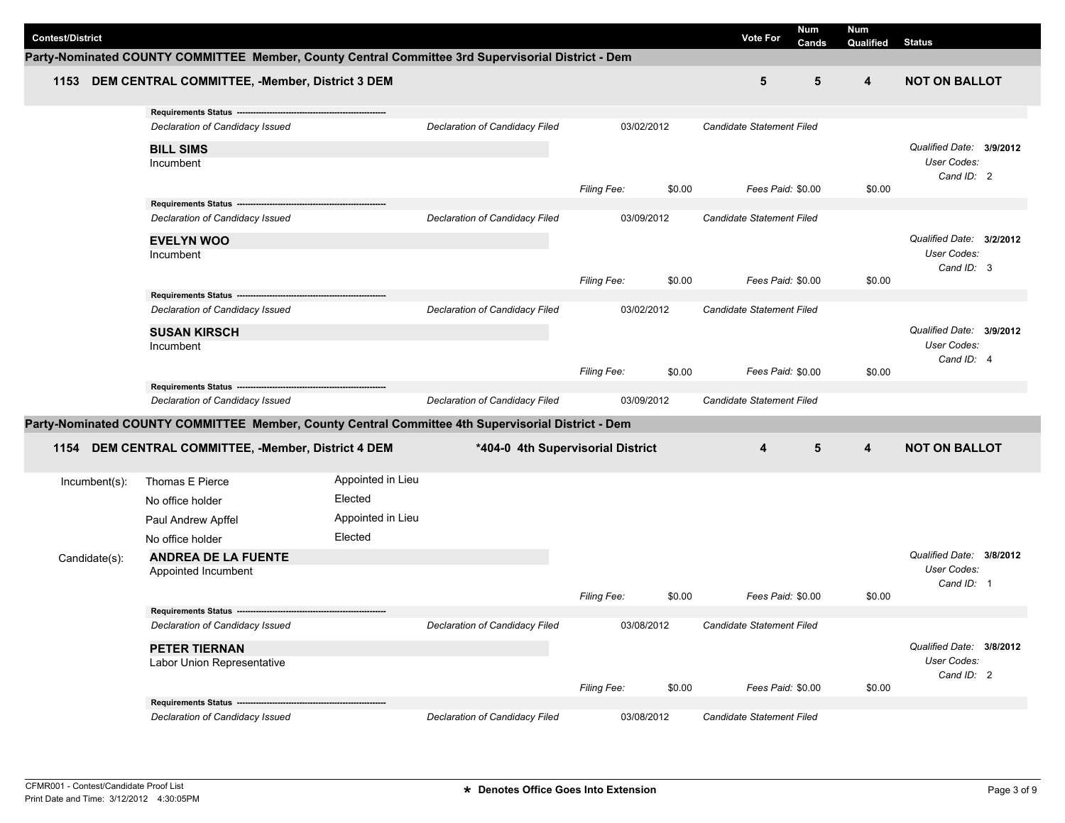| Contest/District | Vote For | Num Cands | Num Qualified | Status |
| --- | --- | --- | --- | --- |

## Party-Nominated COUNTY COMMITTEE Member, County Central Committee 3rd Supervisorial District - Dem

**1153 DEM CENTRAL COMMITTEE, -Member, District 3 DEM** | Vote For: **5** | Num Cands: **5** | Num Qualified: **4** | **NOT ON BALLOT**

**Requirements Status** ---
*Declaration of Candidacy Issued* | *Declaration of Candidacy Filed* 03/02/2012 | *Candidate Statement Filed*

**BILL SIMS**
Incumbent
*Qualified Date:* **3/9/2012**
*User Codes:*
*Cand ID:* 2
*Filing Fee:* $0.00 | *Fees Paid:* $0.00 | $0.00

**Requirements Status** ---
*Declaration of Candidacy Issued* | *Declaration of Candidacy Filed* 03/09/2012 | *Candidate Statement Filed*

**EVELYN WOO**
Incumbent
*Qualified Date:* **3/2/2012**
*User Codes:*
*Cand ID:* 3
*Filing Fee:* $0.00 | *Fees Paid:* $0.00 | $0.00

**Requirements Status** ---
*Declaration of Candidacy Issued* | *Declaration of Candidacy Filed* 03/02/2012 | *Candidate Statement Filed*

**SUSAN KIRSCH**
Incumbent
*Qualified Date:* **3/9/2012**
*User Codes:*
*Cand ID:* 4
*Filing Fee:* $0.00 | *Fees Paid:* $0.00 | $0.00

**Requirements Status** ---
*Declaration of Candidacy Issued* | *Declaration of Candidacy Filed* 03/09/2012 | *Candidate Statement Filed*

## Party-Nominated COUNTY COMMITTEE Member, County Central Committee 4th Supervisorial District - Dem

**1154 DEM CENTRAL COMMITTEE, -Member, District 4 DEM** | ***404-0 4th Supervisorial District** | Vote For: **4** | Num Cands: **5** | Num Qualified: **4** | **NOT ON BALLOT**

Incumbent(s):

| Name | Status |
| --- | --- |
| Thomas E Pierce | Appointed in Lieu |
| No office holder | Elected |
| Paul Andrew Apffel | Appointed in Lieu |
| No office holder | Elected |

Candidate(s):

**ANDREA DE LA FUENTE**
Appointed Incumbent
*Qualified Date:* **3/8/2012**
*User Codes:*
*Cand ID:* 1
*Filing Fee:* $0.00 | *Fees Paid:* $0.00 | $0.00

**Requirements Status** ---
*Declaration of Candidacy Issued* | *Declaration of Candidacy Filed* 03/08/2012 | *Candidate Statement Filed*

**PETER TIERNAN**
Labor Union Representative
*Qualified Date:* **3/8/2012**
*User Codes:*
*Cand ID:* 2
*Filing Fee:* $0.00 | *Fees Paid:* $0.00 | $0.00

**Requirements Status** ---
*Declaration of Candidacy Issued* | *Declaration of Candidacy Filed* 03/08/2012 | *Candidate Statement Filed*

CFMR001 - Contest/Candidate Proof List
Print Date and Time: 3/12/2012 4:30:05PM

**\* Denotes Office Goes Into Extension**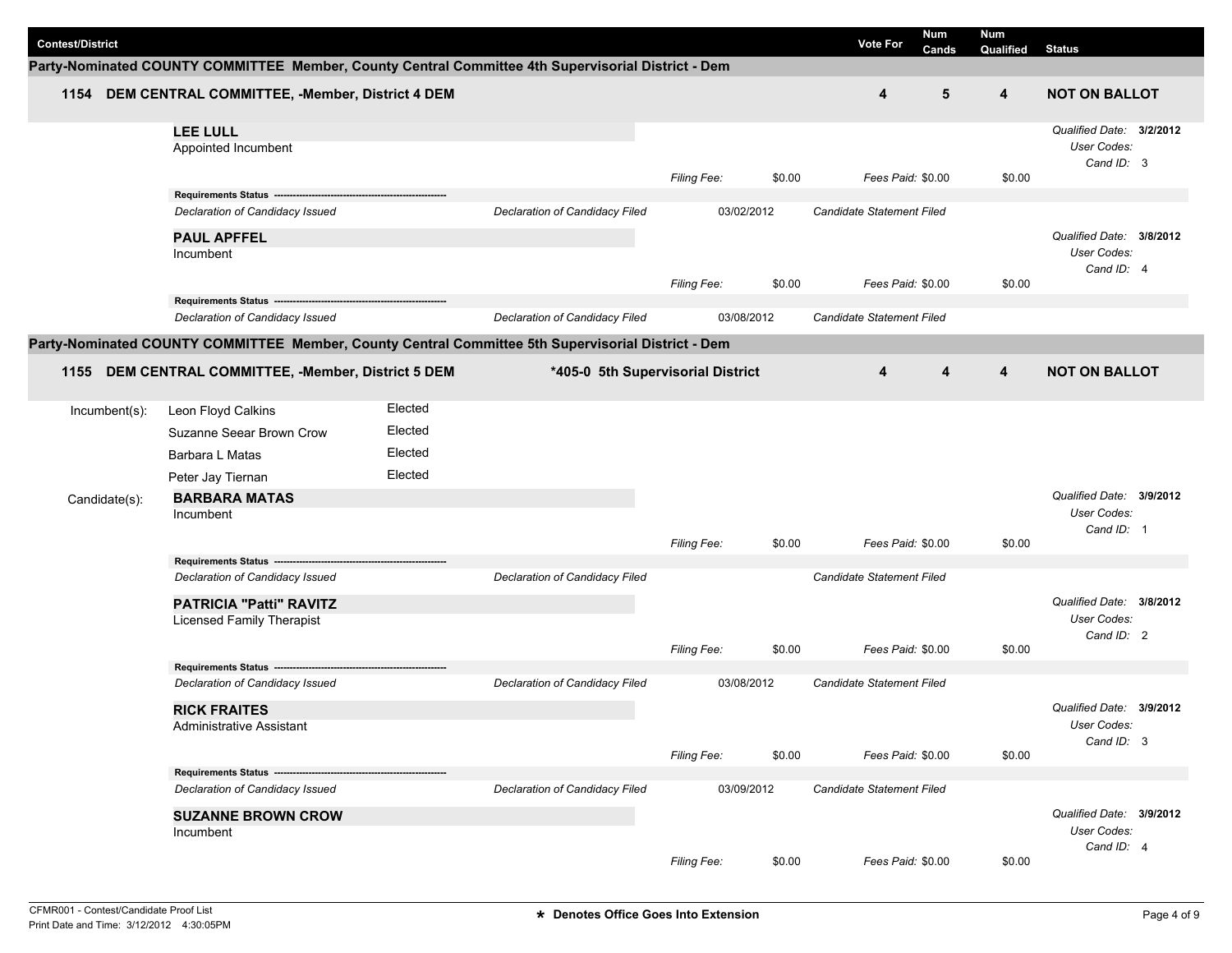| Contest/District | Vote For | Num Cands | Num Qualified | Status |
|---|---|---|---|---|

## Party-Nominated COUNTY COMMITTEE Member, County Central Committee 4th Supervisorial District - Dem

| | Vote For | Num Cands | Num Qualified | Status |
|---|---|---|---|---|
| **1154 DEM CENTRAL COMMITTEE, -Member, District 4 DEM** | **4** | **5** | **4** | **NOT ON BALLOT** |

**LEE LULL**
Appointed Incumbent

*Filing Fee:* $0.00 *Fees Paid:* $0.00 $0.00

*Qualified Date:* **3/2/2012**
*User Codes:*
*Cand ID:* 3

**Requirements Status**

| Declaration of Candidacy Issued | Declaration of Candidacy Filed | 03/02/2012 | Candidate Statement Filed |
|---|---|---|---|

**PAUL APFFEL**
Incumbent

*Filing Fee:* $0.00 *Fees Paid:* $0.00 $0.00

*Qualified Date:* **3/8/2012**
*User Codes:*
*Cand ID:* 4

**Requirements Status**

| Declaration of Candidacy Issued | Declaration of Candidacy Filed | 03/08/2012 | Candidate Statement Filed |
|---|---|---|---|

## Party-Nominated COUNTY COMMITTEE Member, County Central Committee 5th Supervisorial District - Dem

| | | Vote For | Num Cands | Num Qualified | Status |
|---|---|---|---|---|---|
| **1155 DEM CENTRAL COMMITTEE, -Member, District 5 DEM** | **\*405-0 5th Supervisorial District** | **4** | **4** | **4** | **NOT ON BALLOT** |

Incumbent(s):

| Name | Status |
|---|---|
| Leon Floyd Calkins | Elected |
| Suzanne Seear Brown Crow | Elected |
| Barbara L Matas | Elected |
| Peter Jay Tiernan | Elected |

Candidate(s):

**BARBARA MATAS**
Incumbent

*Filing Fee:* $0.00 *Fees Paid:* $0.00 $0.00

*Qualified Date:* **3/9/2012**
*User Codes:*
*Cand ID:* 1

**Requirements Status**

| Declaration of Candidacy Issued | Declaration of Candidacy Filed | | Candidate Statement Filed |
|---|---|---|---|

**PATRICIA "Patti" RAVITZ**
Licensed Family Therapist

*Filing Fee:* $0.00 *Fees Paid:* $0.00 $0.00

*Qualified Date:* **3/8/2012**
*User Codes:*
*Cand ID:* 2

**Requirements Status**

| Declaration of Candidacy Issued | Declaration of Candidacy Filed | 03/08/2012 | Candidate Statement Filed |
|---|---|---|---|

**RICK FRAITES**
Administrative Assistant

*Filing Fee:* $0.00 *Fees Paid:* $0.00 $0.00

*Qualified Date:* **3/9/2012**
*User Codes:*
*Cand ID:* 3

**Requirements Status**

| Declaration of Candidacy Issued | Declaration of Candidacy Filed | 03/09/2012 | Candidate Statement Filed |
|---|---|---|---|

**SUZANNE BROWN CROW**
Incumbent

*Filing Fee:* $0.00 *Fees Paid:* $0.00 $0.00

*Qualified Date:* **3/9/2012**
*User Codes:*
*Cand ID:* 4

CFMR001 - Contest/Candidate Proof List
Print Date and Time: 3/12/2012 4:30:05PM

**\* Denotes Office Goes Into Extension**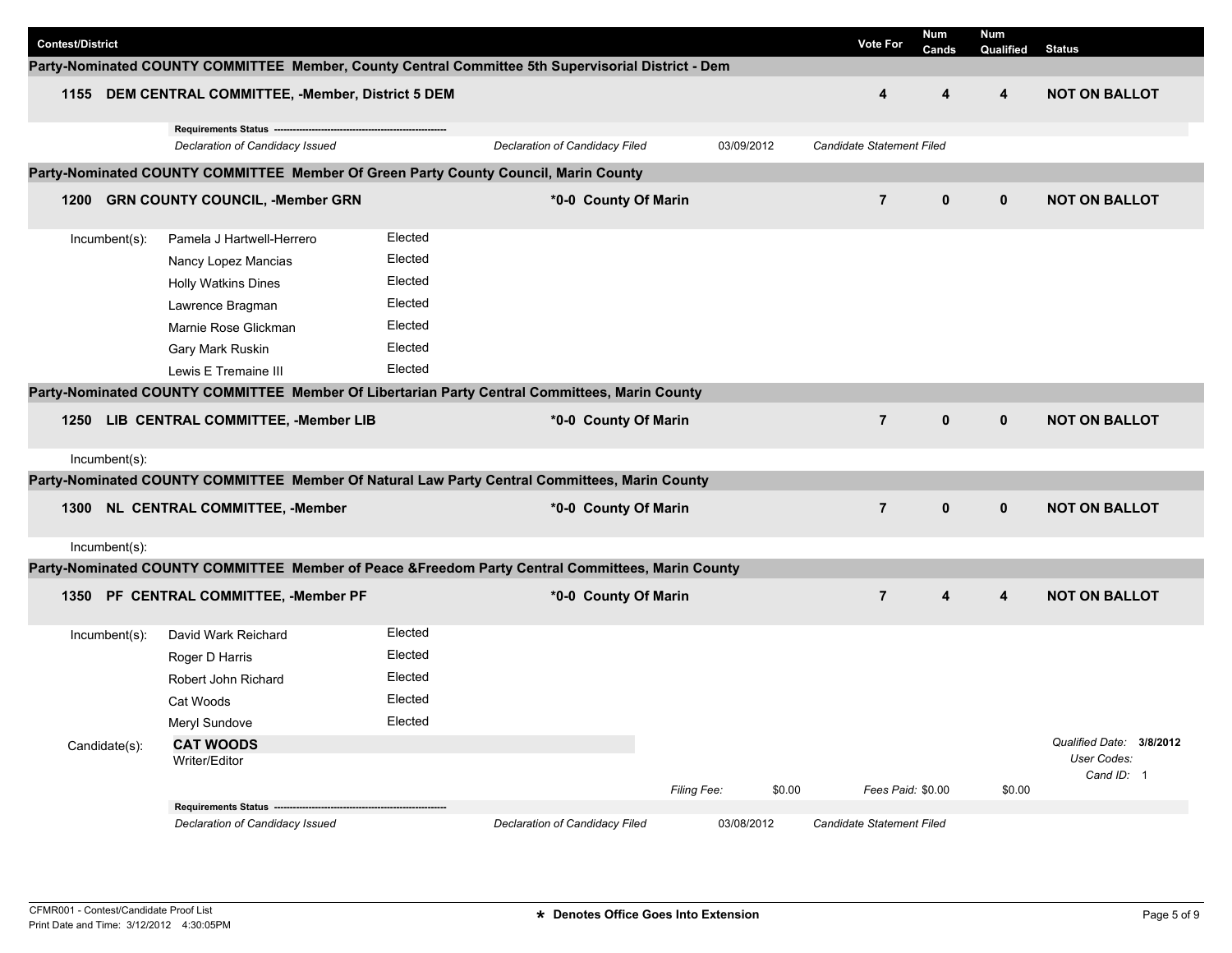| Contest/District | | Vote For | Num Cands | Num Qualified | Status |
|---|---|---|---|---|---|

**Party-Nominated COUNTY COMMITTEE Member, County Central Committee 5th Supervisorial District - Dem**

| | | Vote For | Num Cands | Num Qualified | Status |
|---|---|---|---|---|---|
| **1155 DEM CENTRAL COMMITTEE, -Member, District 5 DEM** | | **4** | **4** | **4** | **NOT ON BALLOT** |

**Requirements Status**

| | | | |
|---|---|---|---|
| *Declaration of Candidacy Issued* | *Declaration of Candidacy Filed* | 03/09/2012 | *Candidate Statement Filed* |

**Party-Nominated COUNTY COMMITTEE Member Of Green Party County Council, Marin County**

| | | Vote For | Num Cands | Num Qualified | Status |
|---|---|---|---|---|---|
| **1200 GRN COUNTY COUNCIL, -Member GRN** | **\*0-0 County Of Marin** | **7** | **0** | **0** | **NOT ON BALLOT** |

| Incumbent(s): | | |
|---|---|---|
| | Pamela J Hartwell-Herrero | Elected |
| | Nancy Lopez Mancias | Elected |
| | Holly Watkins Dines | Elected |
| | Lawrence Bragman | Elected |
| | Marnie Rose Glickman | Elected |
| | Gary Mark Ruskin | Elected |
| | Lewis E Tremaine III | Elected |

**Party-Nominated COUNTY COMMITTEE Member Of Libertarian Party Central Committees, Marin County**

| | | Vote For | Num Cands | Num Qualified | Status |
|---|---|---|---|---|---|
| **1250 LIB CENTRAL COMMITTEE, -Member LIB** | **\*0-0 County Of Marin** | **7** | **0** | **0** | **NOT ON BALLOT** |

Incumbent(s):

**Party-Nominated COUNTY COMMITTEE Member Of Natural Law Party Central Committees, Marin County**

| | | Vote For | Num Cands | Num Qualified | Status |
|---|---|---|---|---|---|
| **1300 NL CENTRAL COMMITTEE, -Member** | **\*0-0 County Of Marin** | **7** | **0** | **0** | **NOT ON BALLOT** |

Incumbent(s):

**Party-Nominated COUNTY COMMITTEE Member of Peace &Freedom Party Central Committees, Marin County**

| | | Vote For | Num Cands | Num Qualified | Status |
|---|---|---|---|---|---|
| **1350 PF CENTRAL COMMITTEE, -Member PF** | **\*0-0 County Of Marin** | **7** | **4** | **4** | **NOT ON BALLOT** |

| Incumbent(s): | | |
|---|---|---|
| | David Wark Reichard | Elected |
| | Roger D Harris | Elected |
| | Robert John Richard | Elected |
| | Cat Woods | Elected |
| | Meryl Sundove | Elected |

Candidate(s):

**CAT WOODS**
Writer/Editor

*Qualified Date:* **3/8/2012**
*User Codes:*
*Cand ID:* 1

*Filing Fee:* $0.00 *Fees Paid:* $0.00 $0.00

**Requirements Status**

| | | | |
|---|---|---|---|
| *Declaration of Candidacy Issued* | *Declaration of Candidacy Filed* | 03/08/2012 | *Candidate Statement Filed* |

CFMR001 - Contest/Candidate Proof List
Print Date and Time: 3/12/2012 4:30:05PM

**\* Denotes Office Goes Into Extension**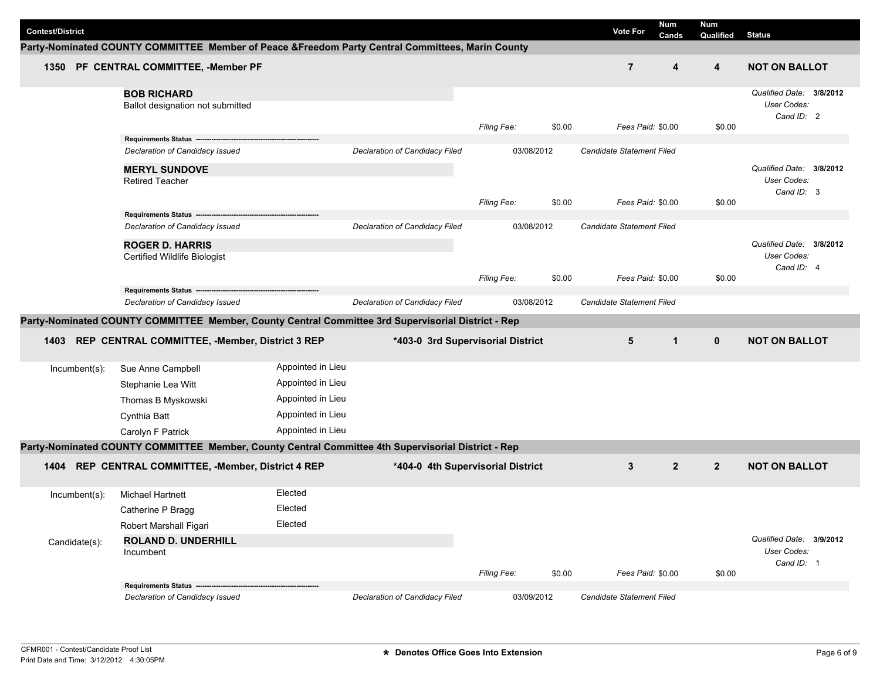| Contest/District | Vote For | Num Cands | Num Qualified | Status |
|---|---|---|---|---|

## Party-Nominated COUNTY COMMITTEE Member of Peace &Freedom Party Central Committees, Marin County

| Contest/District | Vote For | Num Cands | Num Qualified | Status |
|---|---|---|---|---|
| **1350 PF CENTRAL COMMITTEE, -Member PF** | **7** | **4** | **4** | **NOT ON BALLOT** |

**BOB RICHARD**
Ballot designation not submitted

*Qualified Date:* **3/8/2012**
*User Codes:*
*Cand ID:* 2

*Filing Fee:* $0.00 *Fees Paid:* $0.00 $0.00

**Requirements Status**

| | | | |
|---|---|---|---|
| *Declaration of Candidacy Issued* | *Declaration of Candidacy Filed* | 03/08/2012 | *Candidate Statement Filed* |

**MERYL SUNDOVE**
Retired Teacher

*Qualified Date:* **3/8/2012**
*User Codes:*
*Cand ID:* 3

*Filing Fee:* $0.00 *Fees Paid:* $0.00 $0.00

**Requirements Status**

| | | | |
|---|---|---|---|
| *Declaration of Candidacy Issued* | *Declaration of Candidacy Filed* | 03/08/2012 | *Candidate Statement Filed* |

**ROGER D. HARRIS**
Certified Wildlife Biologist

*Qualified Date:* **3/8/2012**
*User Codes:*
*Cand ID:* 4

*Filing Fee:* $0.00 *Fees Paid:* $0.00 $0.00

**Requirements Status**

| | | | |
|---|---|---|---|
| *Declaration of Candidacy Issued* | *Declaration of Candidacy Filed* | 03/08/2012 | *Candidate Statement Filed* |

## Party-Nominated COUNTY COMMITTEE Member, County Central Committee 3rd Supervisorial District - Rep

| Contest/District | District | Vote For | Num Cands | Num Qualified | Status |
|---|---|---|---|---|---|
| **1403 REP CENTRAL COMMITTEE, -Member, District 3 REP** | ***403-0 3rd Supervisorial District** | **5** | **1** | **0** | **NOT ON BALLOT** |

| Incumbent(s): | Name | Status |
|---|---|---|
| | Sue Anne Campbell | Appointed in Lieu |
| | Stephanie Lea Witt | Appointed in Lieu |
| | Thomas B Myskowski | Appointed in Lieu |
| | Cynthia Batt | Appointed in Lieu |
| | Carolyn F Patrick | Appointed in Lieu |

## Party-Nominated COUNTY COMMITTEE Member, County Central Committee 4th Supervisorial District - Rep

| Contest/District | District | Vote For | Num Cands | Num Qualified | Status |
|---|---|---|---|---|---|
| **1404 REP CENTRAL COMMITTEE, -Member, District 4 REP** | ***404-0 4th Supervisorial District** | **3** | **2** | **2** | **NOT ON BALLOT** |

| Incumbent(s): | Name | Status |
|---|---|---|
| | Michael Hartnett | Elected |
| | Catherine P Bragg | Elected |
| | Robert Marshall Figari | Elected |

Candidate(s):

**ROLAND D. UNDERHILL**
Incumbent

*Qualified Date:* **3/9/2012**
*User Codes:*
*Cand ID:* 1

*Filing Fee:* $0.00 *Fees Paid:* $0.00 $0.00

**Requirements Status**

| | | | |
|---|---|---|---|
| *Declaration of Candidacy Issued* | *Declaration of Candidacy Filed* | 03/09/2012 | *Candidate Statement Filed* |

CFMR001 - Contest/Candidate Proof List
Print Date and Time: 3/12/2012 4:30:05PM

**\* Denotes Office Goes Into Extension**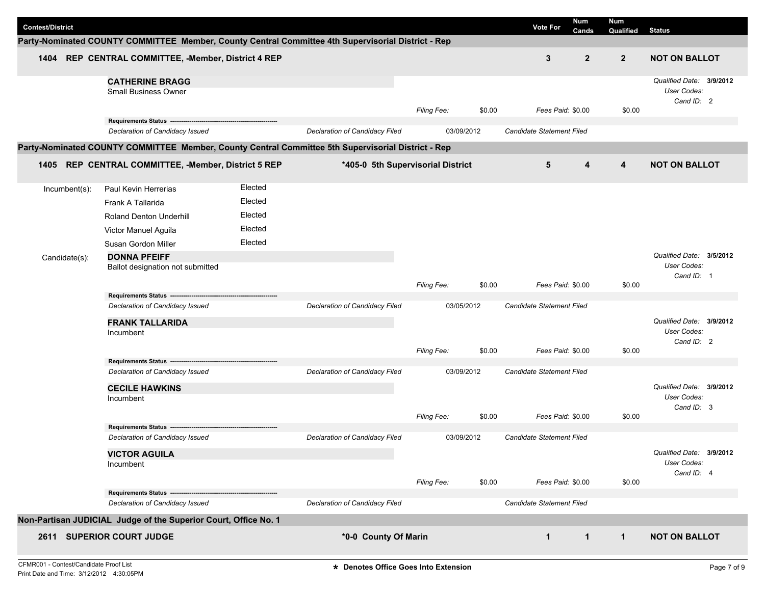| Contest/District | Vote For | Num Cands | Num Qualified | Status |
|---|---|---|---|---|

## Party-Nominated COUNTY COMMITTEE Member, County Central Committee 4th Supervisorial District - Rep

| | | Vote For | Num Cands | Num Qualified | Status |
|---|---|---|---|---|---|
| **1404** | **REP CENTRAL COMMITTEE, -Member, District 4 REP** | **3** | **2** | **2** | **NOT ON BALLOT** |

**CATHERINE BRAGG**
Small Business Owner

*Qualified Date:* **3/9/2012**
*User Codes:*
*Cand ID:* 2

*Filing Fee:* $0.00 *Fees Paid:* $0.00 $0.00

**Requirements Status** -------------------------------------------------------

| | | | |
|---|---|---|---|
| *Declaration of Candidacy Issued* | *Declaration of Candidacy Filed* | 03/09/2012 | *Candidate Statement Filed* |

## Party-Nominated COUNTY COMMITTEE Member, County Central Committee 5th Supervisorial District - Rep

| | | | Vote For | Num Cands | Num Qualified | Status |
|---|---|---|---|---|---|---|
| **1405** | **REP CENTRAL COMMITTEE, -Member, District 5 REP** | ***405-0 5th Supervisorial District** | **5** | **4** | **4** | **NOT ON BALLOT** |

Incumbent(s):

| | |
|---|---|
| Paul Kevin Herrerias | Elected |
| Frank A Tallarida | Elected |
| Roland Denton Underhill | Elected |
| Victor Manuel Aguila | Elected |
| Susan Gordon Miller | Elected |

Candidate(s):

**DONNA PFEIFF**
Ballot designation not submitted

*Qualified Date:* **3/5/2012**
*User Codes:*
*Cand ID:* 1

*Filing Fee:* $0.00 *Fees Paid:* $0.00 $0.00

**Requirements Status** -------------------------------------------------------

| | | | |
|---|---|---|---|
| *Declaration of Candidacy Issued* | *Declaration of Candidacy Filed* | 03/05/2012 | *Candidate Statement Filed* |

**FRANK TALLARIDA**
Incumbent

*Qualified Date:* **3/9/2012**
*User Codes:*
*Cand ID:* 2

*Filing Fee:* $0.00 *Fees Paid:* $0.00 $0.00

**Requirements Status** -------------------------------------------------------

| | | | |
|---|---|---|---|
| *Declaration of Candidacy Issued* | *Declaration of Candidacy Filed* | 03/09/2012 | *Candidate Statement Filed* |

**CECILE HAWKINS**
Incumbent

*Qualified Date:* **3/9/2012**
*User Codes:*
*Cand ID:* 3

*Filing Fee:* $0.00 *Fees Paid:* $0.00 $0.00

**Requirements Status** -------------------------------------------------------

| | | | |
|---|---|---|---|
| *Declaration of Candidacy Issued* | *Declaration of Candidacy Filed* | 03/09/2012 | *Candidate Statement Filed* |

**VICTOR AGUILA**
Incumbent

*Qualified Date:* **3/9/2012**
*User Codes:*
*Cand ID:* 4

*Filing Fee:* $0.00 *Fees Paid:* $0.00 $0.00

**Requirements Status** -------------------------------------------------------

| | | | |
|---|---|---|---|
| *Declaration of Candidacy Issued* | *Declaration of Candidacy Filed* | | *Candidate Statement Filed* |

## Non-Partisan JUDICIAL Judge of the Superior Court, Office No. 1

| | | | Vote For | Num Cands | Num Qualified | Status |
|---|---|---|---|---|---|---|
| **2611** | **SUPERIOR COURT JUDGE** | ***0-0 County Of Marin** | **1** | **1** | **1** | **NOT ON BALLOT** |

CFMR001 - Contest/Candidate Proof List
Print Date and Time: 3/12/2012 4:30:05PM

**\* Denotes Office Goes Into Extension**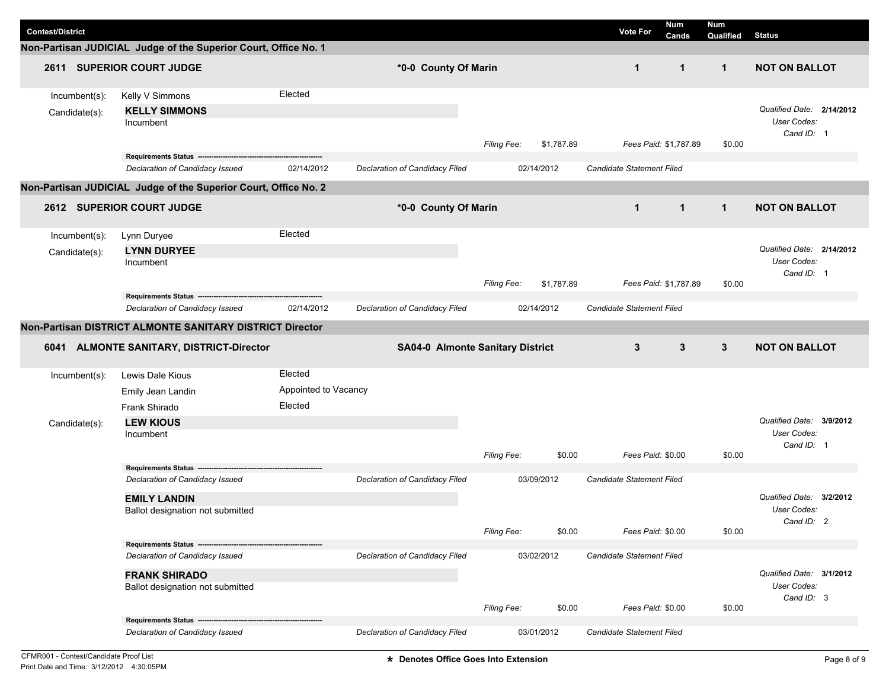| Contest/District | | Vote For | Num Cands | Num Qualified | Status |
|---|---|---|---|---|---|

## Non-Partisan JUDICIAL Judge of the Superior Court, Office No. 1

| 2611 SUPERIOR COURT JUDGE | *0-0 County Of Marin | 1 | 1 | 1 | NOT ON BALLOT |
|---|---|---|---|---|---|

Incumbent(s): Kelly V Simmons — Elected

Candidate(s):

**KELLY SIMMONS**
Incumbent

*Filing Fee:* $1,787.89 *Fees Paid:* $1,787.89 $0.00

*Qualified Date:* **2/14/2012**
*User Codes:*
*Cand ID:* 1

**Requirements Status**

| *Declaration of Candidacy Issued* | 02/14/2012 | *Declaration of Candidacy Filed* | 02/14/2012 | *Candidate Statement Filed* |
|---|---|---|---|---|

## Non-Partisan JUDICIAL Judge of the Superior Court, Office No. 2

| 2612 SUPERIOR COURT JUDGE | *0-0 County Of Marin | 1 | 1 | 1 | NOT ON BALLOT |
|---|---|---|---|---|---|

Incumbent(s): Lynn Duryee — Elected

Candidate(s):

**LYNN DURYEE**
Incumbent

*Filing Fee:* $1,787.89 *Fees Paid:* $1,787.89 $0.00

*Qualified Date:* **2/14/2012**
*User Codes:*
*Cand ID:* 1

**Requirements Status**

| *Declaration of Candidacy Issued* | 02/14/2012 | *Declaration of Candidacy Filed* | 02/14/2012 | *Candidate Statement Filed* |
|---|---|---|---|---|

## Non-Partisan DISTRICT ALMONTE SANITARY DISTRICT Director

| 6041 ALMONTE SANITARY, DISTRICT-Director | SA04-0 Almonte Sanitary District | 3 | 3 | 3 | NOT ON BALLOT |
|---|---|---|---|---|---|

Incumbent(s):
- Lewis Dale Kious — Elected
- Emily Jean Landin — Appointed to Vacancy
- Frank Shirado — Elected

Candidate(s):

**LEW KIOUS**
Incumbent

*Filing Fee:* $0.00 *Fees Paid:* $0.00 $0.00

*Qualified Date:* **3/9/2012**
*User Codes:*
*Cand ID:* 1

**Requirements Status**

| *Declaration of Candidacy Issued* | | *Declaration of Candidacy Filed* | 03/09/2012 | *Candidate Statement Filed* |
|---|---|---|---|---|

**EMILY LANDIN**
Ballot designation not submitted

*Filing Fee:* $0.00 *Fees Paid:* $0.00 $0.00

*Qualified Date:* **3/2/2012**
*User Codes:*
*Cand ID:* 2

**Requirements Status**

| *Declaration of Candidacy Issued* | | *Declaration of Candidacy Filed* | 03/02/2012 | *Candidate Statement Filed* |
|---|---|---|---|---|

**FRANK SHIRADO**
Ballot designation not submitted

*Filing Fee:* $0.00 *Fees Paid:* $0.00 $0.00

*Qualified Date:* **3/1/2012**
*User Codes:*
*Cand ID:* 3

**Requirements Status**

| *Declaration of Candidacy Issued* | | *Declaration of Candidacy Filed* | 03/01/2012 | *Candidate Statement Filed* |
|---|---|---|---|---|

**\* Denotes Office Goes Into Extension**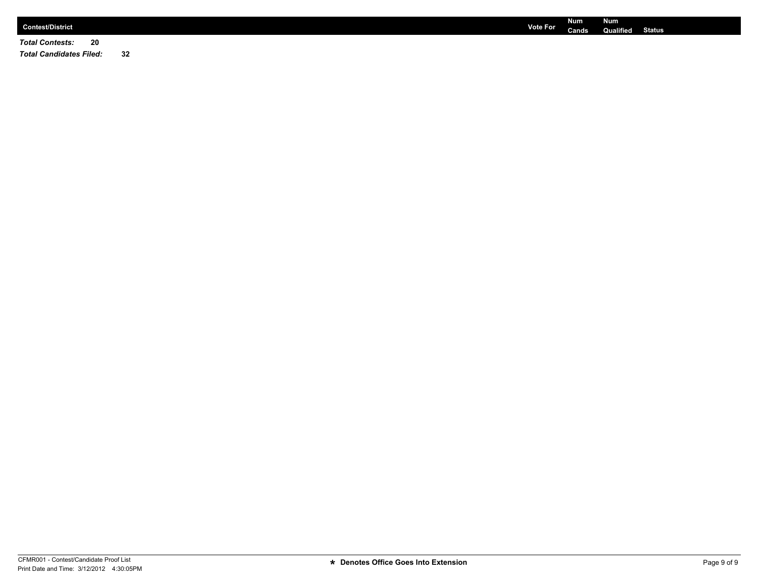| Contest/District | Vote For | Num Cands | Num Qualified | Status |
| --- | --- | --- | --- | --- |

***Total Contests:*** **20**

***Total Candidates Filed:*** **32**

CFMR001 - Contest/Candidate Proof List
Print Date and Time: 3/12/2012 4:30:05PM

**\* Denotes Office Goes Into Extension**